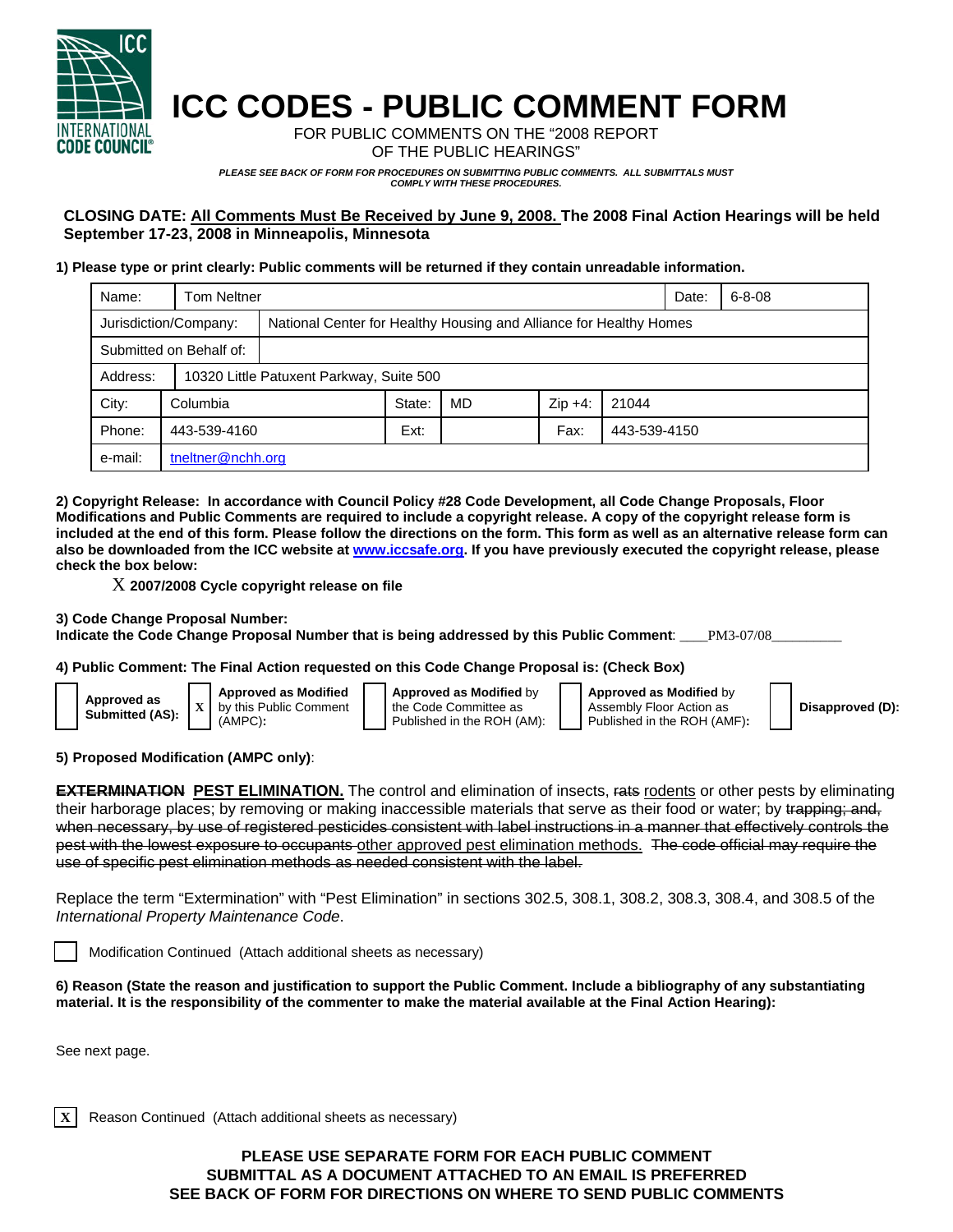# ICC CODES - PUBLIC COMMENT FORM

FOR PUBLIC COMMENTS ON THE "2008 REPORT OF THE PUBLIC HEARINGS"

*PLEASE SEE BACK OF FORM FOR PROCEDURES ON SUBMITTING PUBLIC COMMENTS. ALL SUBMITTALS MUST COMPLY WITH THESE PROCEDURES.*

**CLOSING DATE: All Comments Must Be Received by June 9, 2008. The 2008 Final Action Hearings will be held September 17-23, 2008 in Minneapolis, Minnesota**

**1) Please type or print clearly: Public comments will be returned if they contain unreadable information.**

| | | | | | |
|---|---|---|---|---|---|
| Name: | Tom Neltner | | | Date: | 6-8-08 |
| Jurisdiction/Company: | National Center for Healthy Housing and Alliance for Healthy Homes | | | | |
| Submitted on Behalf of: | | | | | |
| Address: | 10320 Little Patuxent Parkway, Suite 500 | | | | |
| City: | Columbia | State: | MD | Zip +4: | 21044 |
| Phone: | 443-539-4160 | Ext: | | Fax: | 443-539-4150 |
| e-mail: | tneltner@nchh.org | | | | |

**2) Copyright Release: In accordance with Council Policy #28 Code Development, all Code Change Proposals, Floor Modifications and Public Comments are required to include a copyright release. A copy of the copyright release form is included at the end of this form. Please follow the directions on the form. This form as well as an alternative release form can also be downloaded from the ICC website at www.iccsafe.org. If you have previously executed the copyright release, please check the box below:**

X **2007/2008 Cycle copyright release on file**

**3) Code Change Proposal Number:**
**Indicate the Code Change Proposal Number that is being addressed by this Public Comment**: PM3-07/08

**4) Public Comment: The Final Action requested on this Code Change Proposal is: (Check Box)**

- [ ] **Approved as Submitted (AS):**
- [x] **Approved as Modified** by this Public Comment (AMPC)**:**
- [ ] **Approved as Modified** by the Code Committee as Published in the ROH (AM):
- [ ] **Approved as Modified** by Assembly Floor Action as Published in the ROH (AMF)**:**
- [ ] **Disapproved (D):**

**5) Proposed Modification (AMPC only)**:

~~**EXTERMINATION**~~ **<u>PEST ELIMINATION.</u>** The control and elimination of insects, ~~rats~~ <u>rodents</u> or other pests by eliminating their harborage places; by removing or making inaccessible materials that serve as their food or water; by ~~trapping; and, when necessary, by use of registered pesticides consistent with label instructions in a manner that effectively controls the pest with the lowest exposure to occupants~~ <u>other approved pest elimination methods.</u> ~~The code official may require the use of specific pest elimination methods as needed consistent with the label.~~

Replace the term "Extermination" with "Pest Elimination" in sections 302.5, 308.1, 308.2, 308.3, 308.4, and 308.5 of the *International Property Maintenance Code*.

- [ ] Modification Continued (Attach additional sheets as necessary)

**6) Reason (State the reason and justification to support the Public Comment. Include a bibliography of any substantiating material. It is the responsibility of the commenter to make the material available at the Final Action Hearing):**

See next page.

- [x] Reason Continued (Attach additional sheets as necessary)

**PLEASE USE SEPARATE FORM FOR EACH PUBLIC COMMENT**
**SUBMITTAL AS A DOCUMENT ATTACHED TO AN EMAIL IS PREFERRED**
**SEE BACK OF FORM FOR DIRECTIONS ON WHERE TO SEND PUBLIC COMMENTS**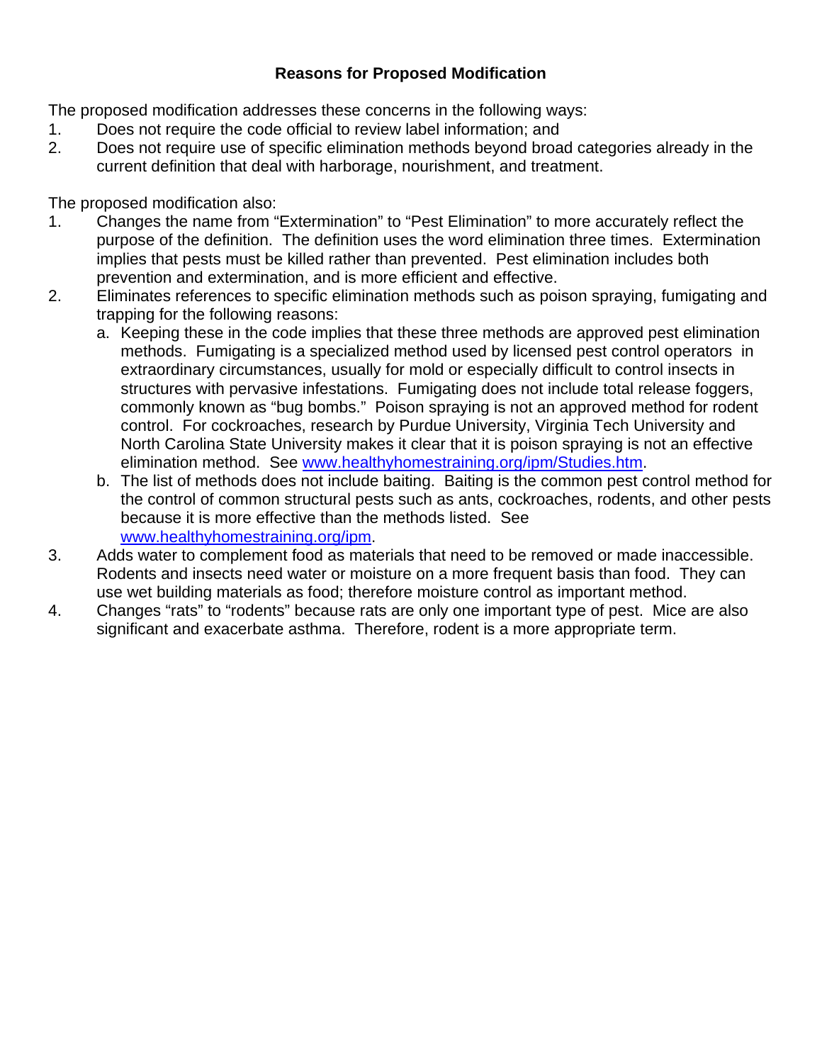## Reasons for Proposed Modification

The proposed modification addresses these concerns in the following ways:

1. Does not require the code official to review label information; and
2. Does not require use of specific elimination methods beyond broad categories already in the current definition that deal with harborage, nourishment, and treatment.

The proposed modification also:

1. Changes the name from "Extermination" to "Pest Elimination" to more accurately reflect the purpose of the definition. The definition uses the word elimination three times. Extermination implies that pests must be killed rather than prevented. Pest elimination includes both prevention and extermination, and is more efficient and effective.
2. Eliminates references to specific elimination methods such as poison spraying, fumigating and trapping for the following reasons:
   a. Keeping these in the code implies that these three methods are approved pest elimination methods. Fumigating is a specialized method used by licensed pest control operators in extraordinary circumstances, usually for mold or especially difficult to control insects in structures with pervasive infestations. Fumigating does not include total release foggers, commonly known as "bug bombs." Poison spraying is not an approved method for rodent control. For cockroaches, research by Purdue University, Virginia Tech University and North Carolina State University makes it clear that it is poison spraying is not an effective elimination method. See www.healthyhomestraining.org/ipm/Studies.htm.
   b. The list of methods does not include baiting. Baiting is the common pest control method for the control of common structural pests such as ants, cockroaches, rodents, and other pests because it is more effective than the methods listed. See www.healthyhomestraining.org/ipm.
3. Adds water to complement food as materials that need to be removed or made inaccessible. Rodents and insects need water or moisture on a more frequent basis than food. They can use wet building materials as food; therefore moisture control as important method.
4. Changes "rats" to "rodents" because rats are only one important type of pest. Mice are also significant and exacerbate asthma. Therefore, rodent is a more appropriate term.